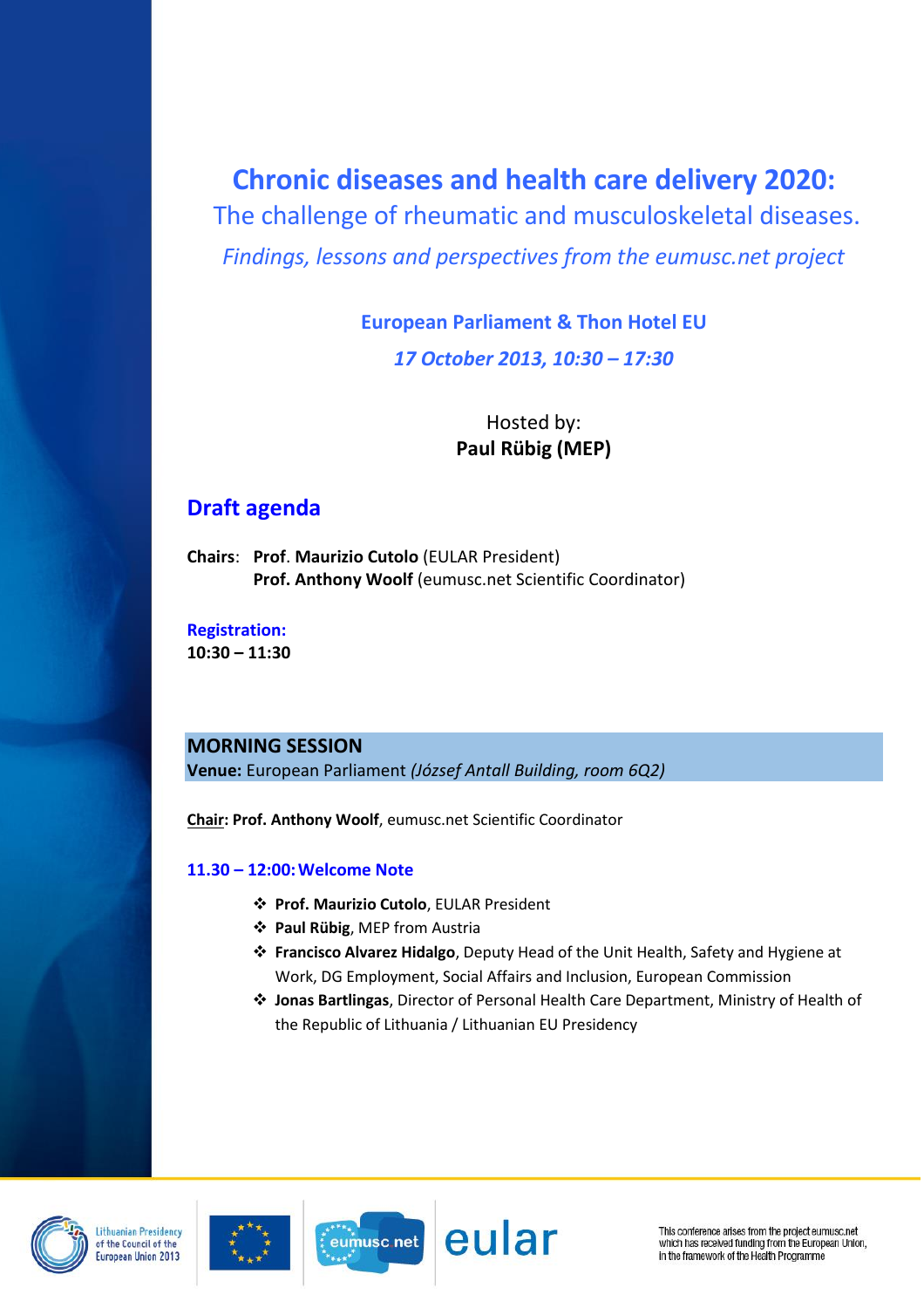# Chronic diseases and health care delivery 2020:

## The challenge of rheumatic and musculoskeletal diseases.

*Findings, lessons and perspectives from the eumusc.net project*

**European Parliament & Thon Hotel EU**

***17 October 2013, 10:30 – 17:30***

Hosted by:
**Paul Rübig (MEP)**

## Draft agenda

**Chairs**: **Prof. Maurizio Cutolo** (EULAR President)
**Prof. Anthony Woolf** (eumusc.net Scientific Coordinator)

**Registration:**
**10:30 – 11:30**

### MORNING SESSION

**Venue:** European Parliament *(József Antall Building, room 6Q2)*

**Chair: Prof. Anthony Woolf**, eumusc.net Scientific Coordinator

**11.30 – 12:00: Welcome Note**

- **Prof. Maurizio Cutolo**, EULAR President
- **Paul Rübig**, MEP from Austria
- **Francisco Alvarez Hidalgo**, Deputy Head of the Unit Health, Safety and Hygiene at Work, DG Employment, Social Affairs and Inclusion, European Commission
- **Jonas Bartlingas**, Director of Personal Health Care Department, Ministry of Health of the Republic of Lithuania / Lithuanian EU Presidency

Lithuanian Presidency of the Council of the European Union 2013

eumusc.net

eular

This conference arises from the project eumusc.net which has received funding from the European Union, in the framework of the Health Programme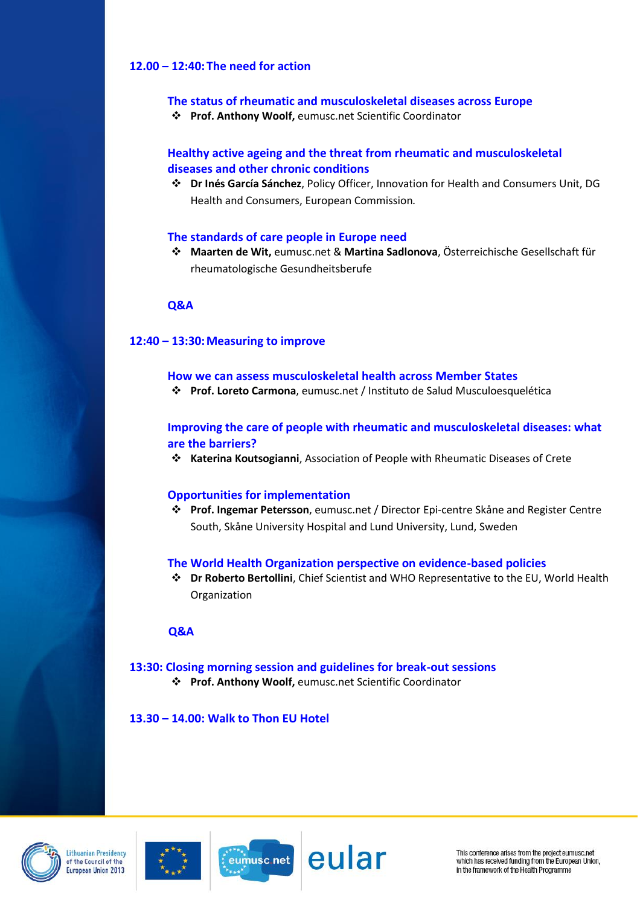## 12.00 – 12:40: The need for action

### The status of rheumatic and musculoskeletal diseases across Europe

- **Prof. Anthony Woolf,** eumusc.net Scientific Coordinator

### Healthy active ageing and the threat from rheumatic and musculoskeletal diseases and other chronic conditions

- **Dr Inés García Sánchez**, Policy Officer, Innovation for Health and Consumers Unit, DG Health and Consumers, European Commission.

### The standards of care people in Europe need

- **Maarten de Wit,** eumusc.net & **Martina Sadlonova**, Österreichische Gesellschaft für rheumatologische Gesundheitsberufe

### Q&A

## 12:40 – 13:30: Measuring to improve

### How we can assess musculoskeletal health across Member States

- **Prof. Loreto Carmona**, eumusc.net / Instituto de Salud Musculoesquelética

### Improving the care of people with rheumatic and musculoskeletal diseases: what are the barriers?

- **Katerina Koutsogianni**, Association of People with Rheumatic Diseases of Crete

### Opportunities for implementation

- **Prof. Ingemar Petersson**, eumusc.net / Director Epi-centre Skåne and Register Centre South, Skåne University Hospital and Lund University, Lund, Sweden

### The World Health Organization perspective on evidence-based policies

- **Dr Roberto Bertollini**, Chief Scientist and WHO Representative to the EU, World Health Organization

### Q&A

## 13:30: Closing morning session and guidelines for break-out sessions

- **Prof. Anthony Woolf,** eumusc.net Scientific Coordinator

## 13.30 – 14.00: Walk to Thon EU Hotel

Lithuanian Presidency of the Council of the European Union 2013

eumusc net

eular

This conference arises from the project eumusc.net which has received funding from the European Union, in the framework of the Health Programme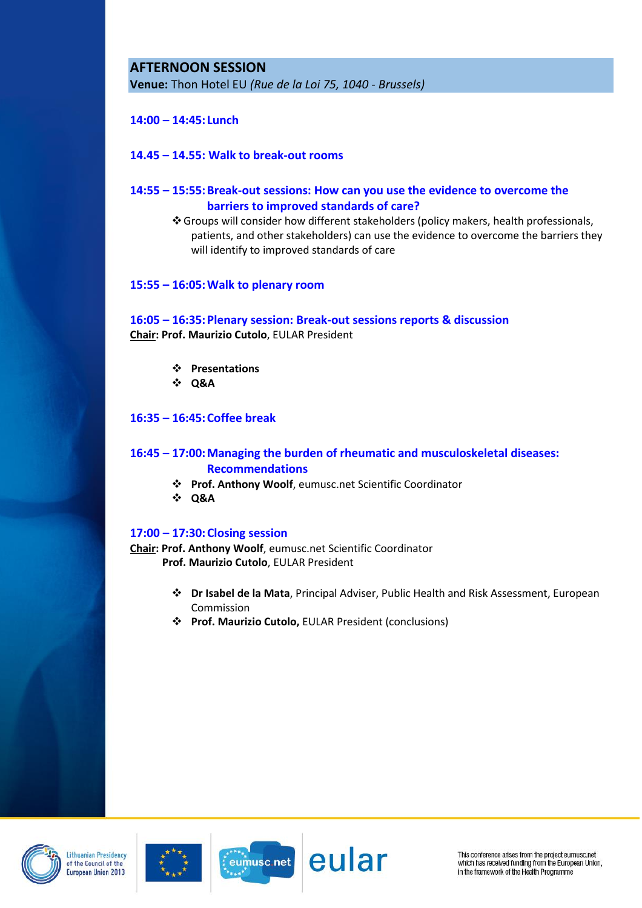## AFTERNOON SESSION

**Venue:** Thon Hotel EU *(Rue de la Loi 75, 1040 - Brussels)*

**14:00 – 14:45: Lunch**

**14.45 – 14.55: Walk to break-out rooms**

**14:55 – 15:55: Break-out sessions: How can you use the evidence to overcome the barriers to improved standards of care?**

- Groups will consider how different stakeholders (policy makers, health professionals, patients, and other stakeholders) can use the evidence to overcome the barriers they will identify to improved standards of care

**15:55 – 16:05: Walk to plenary room**

**16:05 – 16:35: Plenary session: Break-out sessions reports & discussion**

**Chair**: **Prof. Maurizio Cutolo**, EULAR President

- **Presentations**
- **Q&A**

**16:35 – 16:45: Coffee break**

**16:45 – 17:00: Managing the burden of rheumatic and musculoskeletal diseases: Recommendations**

- **Prof. Anthony Woolf**, eumusc.net Scientific Coordinator
- **Q&A**

**17:00 – 17:30: Closing session**

**Chair**: **Prof. Anthony Woolf**, eumusc.net Scientific Coordinator
**Prof. Maurizio Cutolo**, EULAR President

- **Dr Isabel de la Mata**, Principal Adviser, Public Health and Risk Assessment, European Commission
- **Prof. Maurizio Cutolo,** EULAR President (conclusions)

Lithuanian Presidency of the Council of the European Union 2013

eumusc.net

eular

This conference arises from the project eumusc.net which has received funding from the European Union, in the framework of the Health Programme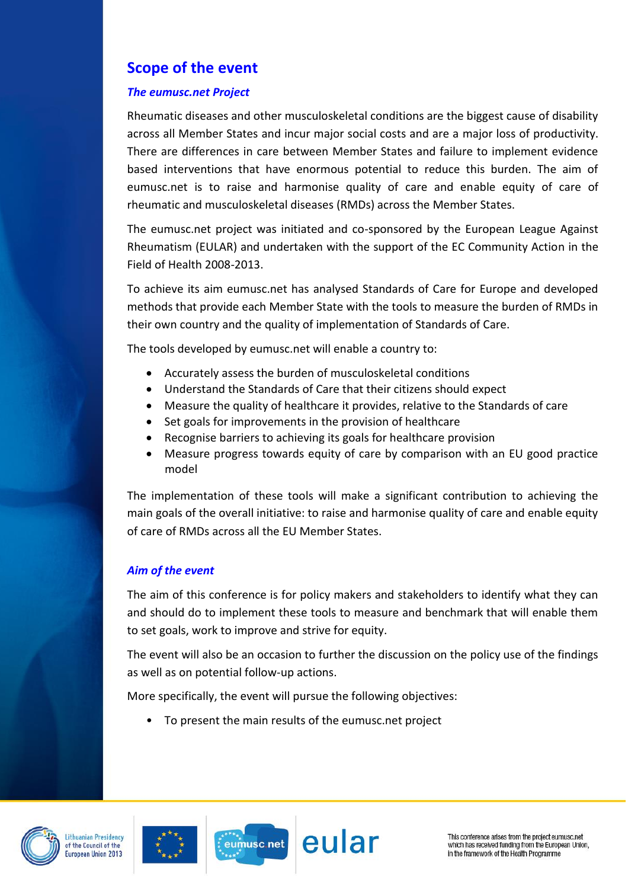## Scope of the event

### *The eumusc.net Project*

Rheumatic diseases and other musculoskeletal conditions are the biggest cause of disability across all Member States and incur major social costs and are a major loss of productivity. There are differences in care between Member States and failure to implement evidence based interventions that have enormous potential to reduce this burden. The aim of eumusc.net is to raise and harmonise quality of care and enable equity of care of rheumatic and musculoskeletal diseases (RMDs) across the Member States.

The eumusc.net project was initiated and co-sponsored by the European League Against Rheumatism (EULAR) and undertaken with the support of the EC Community Action in the Field of Health 2008-2013.

To achieve its aim eumusc.net has analysed Standards of Care for Europe and developed methods that provide each Member State with the tools to measure the burden of RMDs in their own country and the quality of implementation of Standards of Care.

The tools developed by eumusc.net will enable a country to:

- Accurately assess the burden of musculoskeletal conditions
- Understand the Standards of Care that their citizens should expect
- Measure the quality of healthcare it provides, relative to the Standards of care
- Set goals for improvements in the provision of healthcare
- Recognise barriers to achieving its goals for healthcare provision
- Measure progress towards equity of care by comparison with an EU good practice model

The implementation of these tools will make a significant contribution to achieving the main goals of the overall initiative: to raise and harmonise quality of care and enable equity of care of RMDs across all the EU Member States.

### *Aim of the event*

The aim of this conference is for policy makers and stakeholders to identify what they can and should do to implement these tools to measure and benchmark that will enable them to set goals, work to improve and strive for equity.

The event will also be an occasion to further the discussion on the policy use of the findings as well as on potential follow-up actions.

More specifically, the event will pursue the following objectives:

- To present the main results of the eumusc.net project

This conference arises from the project eumusc.net which has received funding from the European Union, in the framework of the Health Programme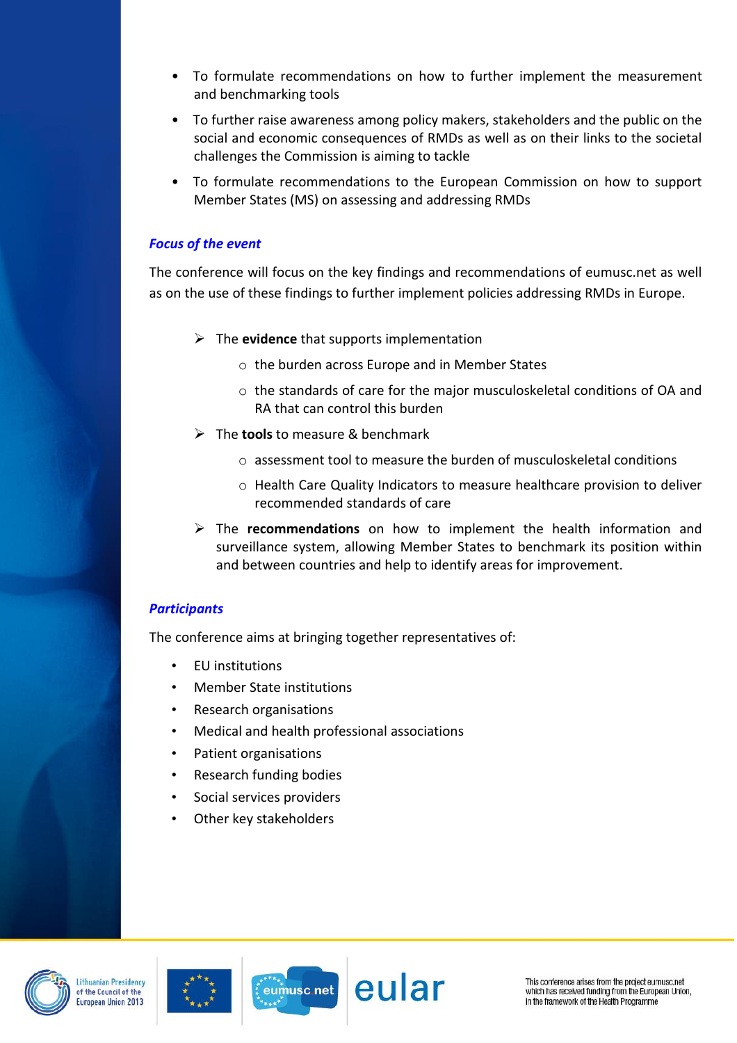- To formulate recommendations on how to further implement the measurement and benchmarking tools
- To further raise awareness among policy makers, stakeholders and the public on the social and economic consequences of RMDs as well as on their links to the societal challenges the Commission is aiming to tackle
- To formulate recommendations to the European Commission on how to support Member States (MS) on assessing and addressing RMDs

***Focus of the event***

The conference will focus on the key findings and recommendations of eumusc.net as well as on the use of these findings to further implement policies addressing RMDs in Europe.

- The **evidence** that supports implementation
  - the burden across Europe and in Member States
  - the standards of care for the major musculoskeletal conditions of OA and RA that can control this burden
- The **tools** to measure & benchmark
  - assessment tool to measure the burden of musculoskeletal conditions
  - Health Care Quality Indicators to measure healthcare provision to deliver recommended standards of care
- The **recommendations** on how to implement the health information and surveillance system, allowing Member States to benchmark its position within and between countries and help to identify areas for improvement.

***Participants***

The conference aims at bringing together representatives of:

- EU institutions
- Member State institutions
- Research organisations
- Medical and health professional associations
- Patient organisations
- Research funding bodies
- Social services providers
- Other key stakeholders

This conference arises from the project eumusc.net which has received funding from the European Union, in the framework of the Health Programme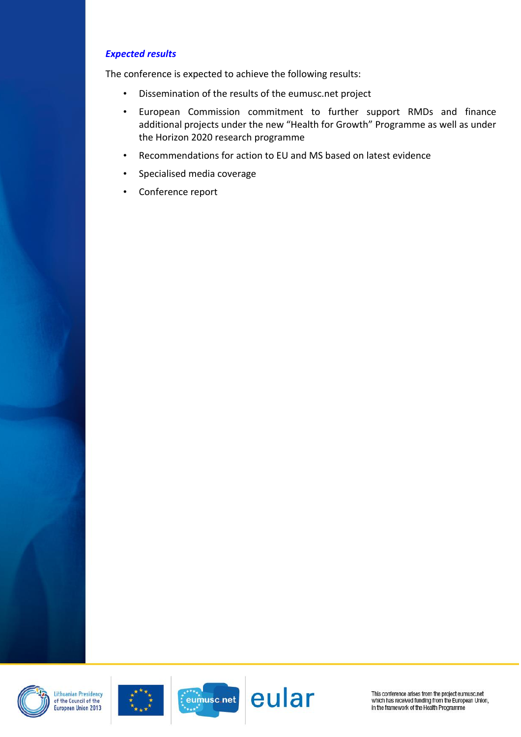***Expected results***

The conference is expected to achieve the following results:

- Dissemination of the results of the eumusc.net project
- European Commission commitment to further support RMDs and finance additional projects under the new "Health for Growth" Programme as well as under the Horizon 2020 research programme
- Recommendations for action to EU and MS based on latest evidence
- Specialised media coverage
- Conference report

This conference arises from the project eumusc.net which has received funding from the European Union, in the framework of the Health Programme